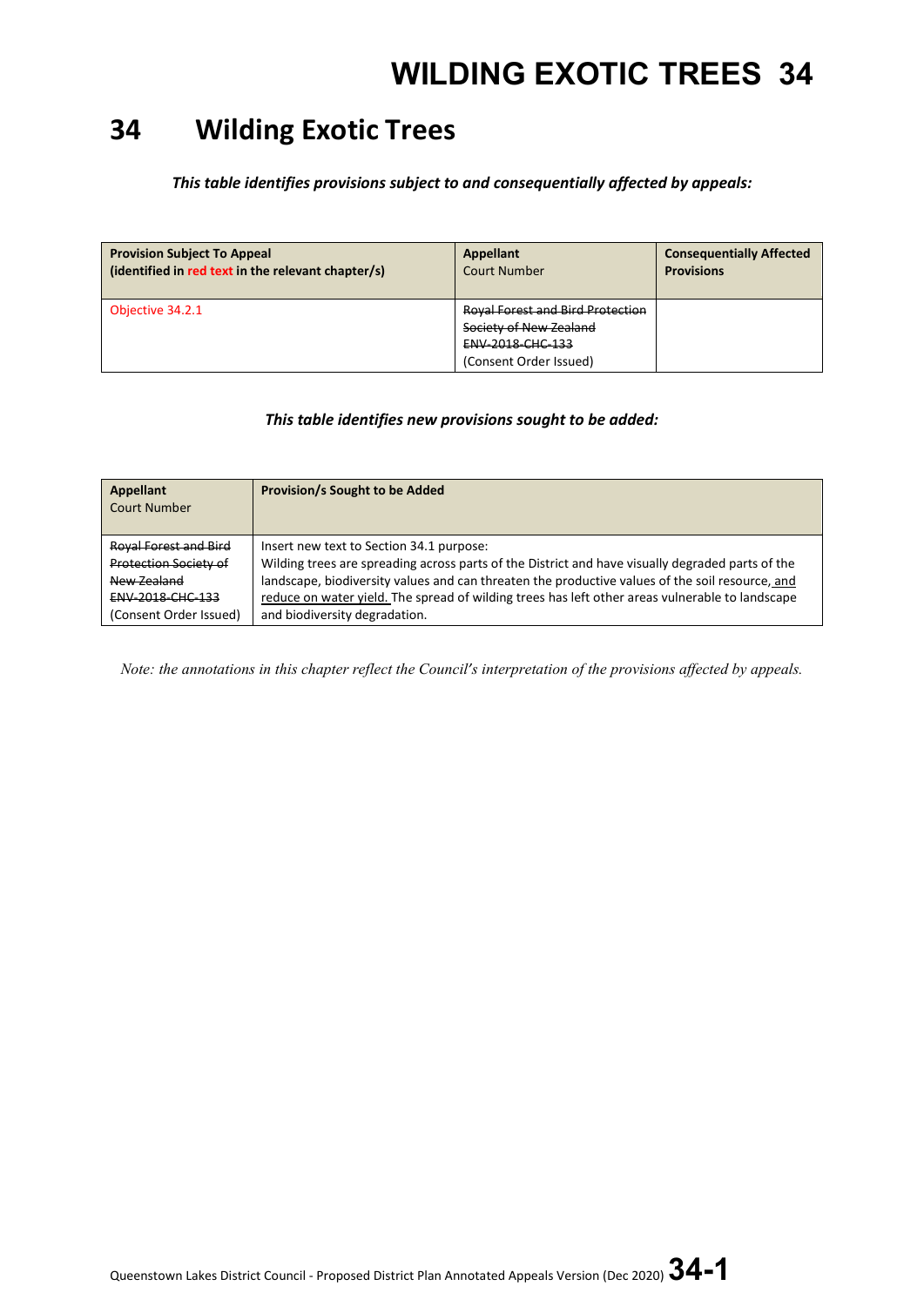# 34 Wilding Exotic Trees

***This table identifies provisions subject to and consequentially affected by appeals:***

| **Provision Subject To Appeal (identified in red text in the relevant chapter/s)** | **Appellant** Court Number | **Consequentially Affected Provisions** |
|---|---|---|
| Objective 34.2.1 | ~~Royal Forest and Bird Protection Society of New Zealand~~ ~~ENV-2018-CHC-133~~ (Consent Order Issued) | |

***This table identifies new provisions sought to be added:***

| **Appellant** Court Number | **Provision/s Sought to be Added** |
|---|---|
| ~~Royal Forest and Bird Protection Society of New Zealand~~ ~~ENV-2018-CHC-133~~ (Consent Order Issued) | Insert new text to Section 34.1 purpose: Wilding trees are spreading across parts of the District and have visually degraded parts of the landscape, biodiversity values and can threaten the productive values of the soil resource<u>, and reduce on water yield.</u> The spread of wilding trees has left other areas vulnerable to landscape and biodiversity degradation. |

*Note: the annotations in this chapter reflect the Council's interpretation of the provisions affected by appeals.*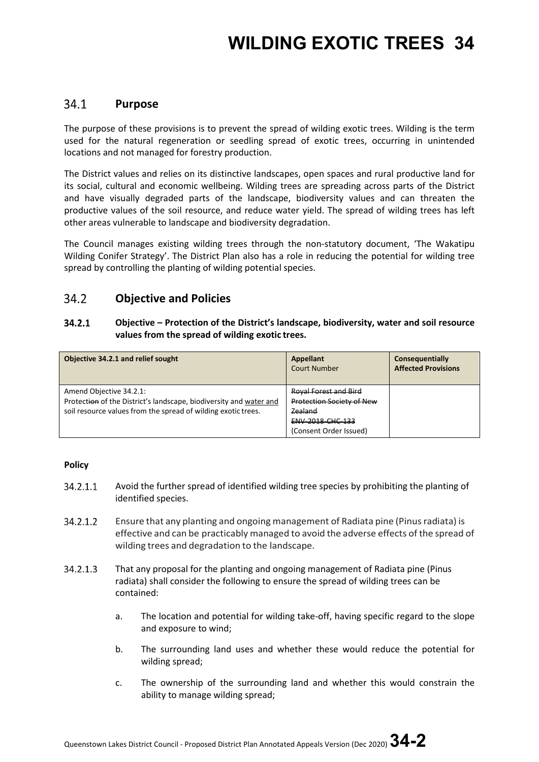# WILDING EXOTIC TREES 34

## 34.1 Purpose

The purpose of these provisions is to prevent the spread of wilding exotic trees. Wilding is the term used for the natural regeneration or seedling spread of exotic trees, occurring in unintended locations and not managed for forestry production.

The District values and relies on its distinctive landscapes, open spaces and rural productive land for its social, cultural and economic wellbeing. Wilding trees are spreading across parts of the District and have visually degraded parts of the landscape, biodiversity values and can threaten the productive values of the soil resource, and reduce water yield. The spread of wilding trees has left other areas vulnerable to landscape and biodiversity degradation.

The Council manages existing wilding trees through the non-statutory document, 'The Wakatipu Wilding Conifer Strategy'. The District Plan also has a role in reducing the potential for wilding tree spread by controlling the planting of wilding potential species.

## 34.2 Objective and Policies

### 34.2.1 Objective – Protection of the District's landscape, biodiversity, water and soil resource values from the spread of wilding exotic trees.

| Objective 34.2.1 and relief sought | **Appellant** Court Number | **Consequentially Affected Provisions** |
|---|---|---|
| Amend Objective 34.2.1: Protect~~ion~~ of the District's landscape, biodiversity and <u>water and</u> soil resource values from the spread of wilding exotic trees. | ~~Royal Forest and Bird Protection Society of New Zealand~~ ~~ENV-2018-CHC-133~~ (Consent Order Issued) | |

**Policy**

34.2.1.1 Avoid the further spread of identified wilding tree species by prohibiting the planting of identified species.

34.2.1.2 Ensure that any planting and ongoing management of Radiata pine (Pinus radiata) is effective and can be practicably managed to avoid the adverse effects of the spread of wilding trees and degradation to the landscape.

34.2.1.3 That any proposal for the planting and ongoing management of Radiata pine (Pinus radiata) shall consider the following to ensure the spread of wilding trees can be contained:

a. The location and potential for wilding take-off, having specific regard to the slope and exposure to wind;

b. The surrounding land uses and whether these would reduce the potential for wilding spread;

c. The ownership of the surrounding land and whether this would constrain the ability to manage wilding spread;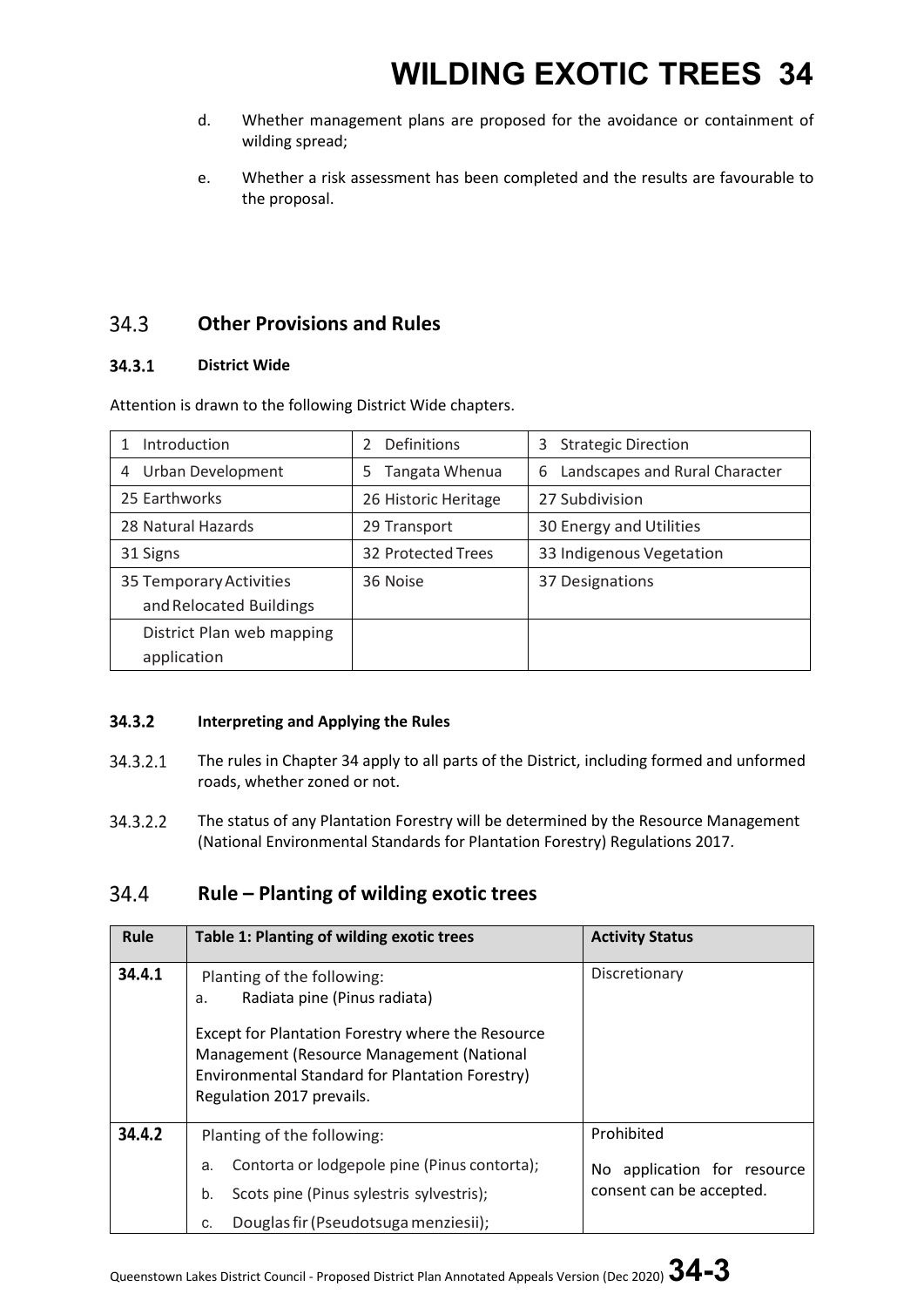d. Whether management plans are proposed for the avoidance or containment of wilding spread;

e. Whether a risk assessment has been completed and the results are favourable to the proposal.

## 34.3 Other Provisions and Rules

### 34.3.1 District Wide

Attention is drawn to the following District Wide chapters.

| | | |
|---|---|---|
| 1 Introduction | 2 Definitions | 3 Strategic Direction |
| 4 Urban Development | 5 Tangata Whenua | 6 Landscapes and Rural Character |
| 25 Earthworks | 26 Historic Heritage | 27 Subdivision |
| 28 Natural Hazards | 29 Transport | 30 Energy and Utilities |
| 31 Signs | 32 Protected Trees | 33 Indigenous Vegetation |
| 35 Temporary Activities and Relocated Buildings | 36 Noise | 37 Designations |
| District Plan web mapping application | | |

### 34.3.2 Interpreting and Applying the Rules

34.3.2.1 The rules in Chapter 34 apply to all parts of the District, including formed and unformed roads, whether zoned or not.

34.3.2.2 The status of any Plantation Forestry will be determined by the Resource Management (National Environmental Standards for Plantation Forestry) Regulations 2017.

## 34.4 Rule – Planting of wilding exotic trees

| Rule | Table 1: Planting of wilding exotic trees | Activity Status |
|---|---|---|
| **34.4.1** | Planting of the following:<br>a. Radiata pine (Pinus radiata)<br><br>Except for Plantation Forestry where the Resource Management (Resource Management (National Environmental Standard for Plantation Forestry) Regulation 2017 prevails. | Discretionary |
| **34.4.2** | Planting of the following:<br>a. Contorta or lodgepole pine (Pinus contorta);<br>b. Scots pine (Pinus sylestris sylvestris);<br>c. Douglas fir (Pseudotsuga menziesii); | Prohibited<br><br>No application for resource consent can be accepted. |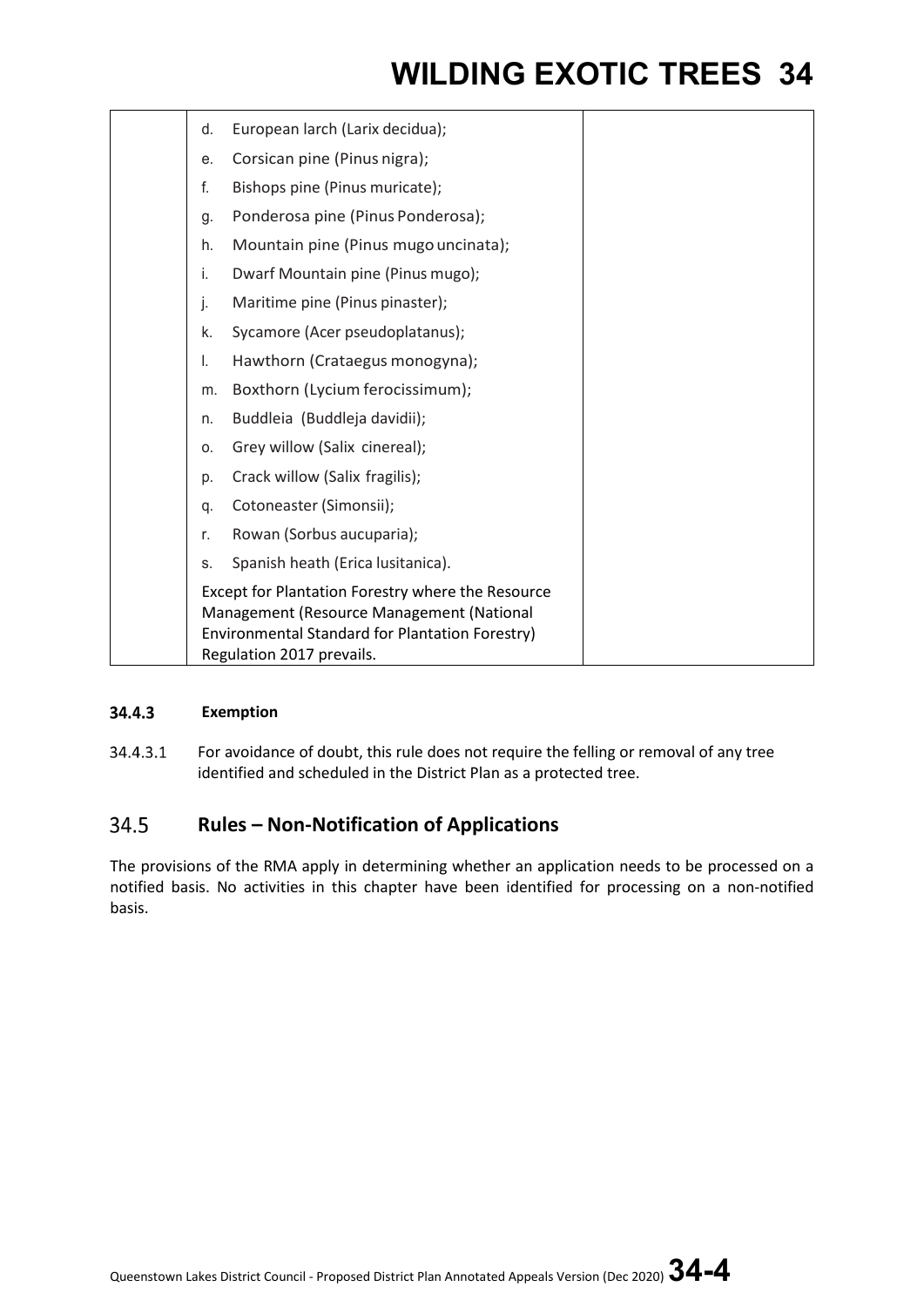| | | |
|---|---|---|
| | d. European larch (Larix decidua);<br>e. Corsican pine (Pinus nigra);<br>f. Bishops pine (Pinus muricate);<br>g. Ponderosa pine (Pinus Ponderosa);<br>h. Mountain pine (Pinus mugo uncinata);<br>i. Dwarf Mountain pine (Pinus mugo);<br>j. Maritime pine (Pinus pinaster);<br>k. Sycamore (Acer pseudoplatanus);<br>l. Hawthorn (Crataegus monogyna);<br>m. Boxthorn (Lycium ferocissimum);<br>n. Buddleia (Buddleja davidii);<br>o. Grey willow (Salix cinereal);<br>p. Crack willow (Salix fragilis);<br>q. Cotoneaster (Simonsii);<br>r. Rowan (Sorbus aucuparia);<br>s. Spanish heath (Erica lusitanica).<br>Except for Plantation Forestry where the Resource Management (Resource Management (National Environmental Standard for Plantation Forestry) Regulation 2017 prevails. | |

#### 34.4.3 Exemption

34.4.3.1 For avoidance of doubt, this rule does not require the felling or removal of any tree identified and scheduled in the District Plan as a protected tree.

## 34.5 Rules – Non-Notification of Applications

The provisions of the RMA apply in determining whether an application needs to be processed on a notified basis. No activities in this chapter have been identified for processing on a non-notified basis.